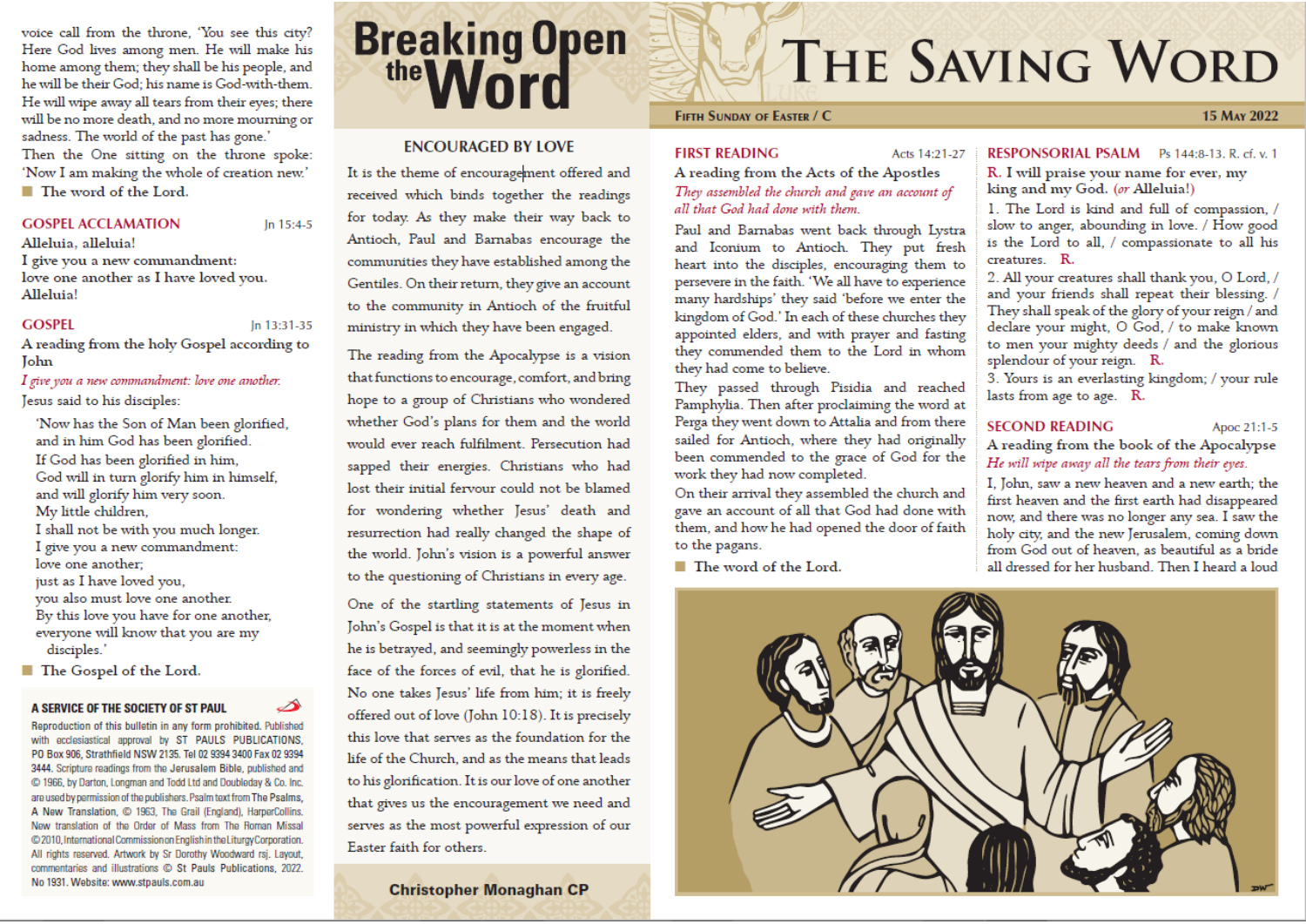# The Saving Word

Fifth Sunday of Easter / C — 15 May 2022

## First Reading

Acts 14:21-27

A reading from the Acts of the Apostles

*They assembled the church and gave an account of all that God had done with them.*

Paul and Barnabas went back through Lystra and Iconium to Antioch. They put fresh heart into the disciples, encouraging them to persevere in the faith. 'We all have to experience many hardships' they said 'before we enter the kingdom of God.' In each of these churches they appointed elders, and with prayer and fasting they commended them to the Lord in whom they had come to believe.

They passed through Pisidia and reached Pamphylia. Then after proclaiming the word at Perga they went down to Attalia and from there sailed for Antioch, where they had originally been commended to the grace of God for the work they had now completed.

On their arrival they assembled the church and gave an account of all that God had done with them, and how he had opened the door of faith to the pagans.

The word of the Lord.

## Responsorial Psalm

Ps 144:8-13. R. cf. v. 1

R. I will praise your name for ever, my king and my God. (*or* Alleluia!)

1. The Lord is kind and full of compassion, / slow to anger, abounding in love. / How good is the Lord to all, / compassionate to all his creatures. R.
2. All your creatures shall thank you, O Lord, / and your friends shall repeat their blessing. / They shall speak of the glory of your reign / and declare your might, O God, / to make known to men your mighty deeds / and the glorious splendour of your reign. R.
3. Yours is an everlasting kingdom; / your rule lasts from age to age. R.

## Second Reading

Apoc 21:1-5

A reading from the book of the Apocalypse

*He will wipe away all the tears from their eyes.*

I, John, saw a new heaven and a new earth; the first heaven and the first earth had disappeared now, and there was no longer any sea. I saw the holy city, and the new Jerusalem, coming down from God out of heaven, as beautiful as a bride all dressed for her husband. Then I heard a loud voice call from the throne, 'You see this city? Here God lives among men. He will make his home among them; they shall be his people, and he will be their God; his name is God-with-them. He will wipe away all tears from their eyes; there will be no more death, and no more mourning or sadness. The world of the past has gone.'

Then the One sitting on the throne spoke: 'Now I am making the whole of creation new.'

The word of the Lord.

## Gospel Acclamation

Jn 15:4-5

Alleluia, alleluia!
I give you a new commandment:
love one another as I have loved you.
Alleluia!

## Gospel

Jn 13:31-35

A reading from the holy Gospel according to John

*I give you a new commandment: love one another.*

Jesus said to his disciples:

'Now has the Son of Man been glorified,
and in him God has been glorified.
If God has been glorified in him,
God will in turn glorify him in himself,
and will glorify him very soon.
My little children,
I shall not be with you much longer.
I give you a new commandment:
love one another;
just as I have loved you,
you also must love one another.
By this love you have for one another,
everyone will know that you are my disciples.'

The Gospel of the Lord.

# Breaking Open the Word

## Encouraged by Love

It is the theme of encouragement offered and received which binds together the readings for today. As they make their way back to Antioch, Paul and Barnabas encourage the communities they have established among the Gentiles. On their return, they give an account to the community in Antioch of the fruitful ministry in which they have been engaged.

The reading from the Apocalypse is a vision that functions to encourage, comfort, and bring hope to a group of Christians who wondered whether God's plans for them and the world would ever reach fulfilment. Persecution had sapped their energies. Christians who had lost their initial fervour could not be blamed for wondering whether Jesus' death and resurrection had really changed the shape of the world. John's vision is a powerful answer to the questioning of Christians in every age.

One of the startling statements of Jesus in John's Gospel is that it is at the moment when he is betrayed, and seemingly powerless in the face of the forces of evil, that he is glorified. No one takes Jesus' life from him; it is freely offered out of love (John 10:18). It is precisely this love that serves as the foundation for the life of the Church, and as the means that leads to his glorification. It is our love of one another that gives us the encouragement we need and serves as the most powerful expression of our Easter faith for others.

**Christopher Monaghan CP**

---

**A SERVICE OF THE SOCIETY OF ST PAUL**

Reproduction of this bulletin in any form prohibited. Published with ecclesiastical approval by ST PAULS PUBLICATIONS, PO Box 906, Strathfield NSW 2135. Tel 02 9394 3400 Fax 02 9394 3444. Scripture readings from the Jerusalem Bible, published and © 1966, by Darton, Longman and Todd Ltd and Doubleday & Co. Inc. are used by permission of the publishers. Psalm text from The Psalms, A New Translation, © 1963, The Grail (England), HarperCollins. New translation of the Order of Mass from The Roman Missal ©2010, International Commission on English in the Liturgy Corporation. All rights reserved. Artwork by Sr Dorothy Woodward rsj. Layout, commentaries and illustrations © St Pauls Publications, 2022. No 1931. Website: www.stpauls.com.au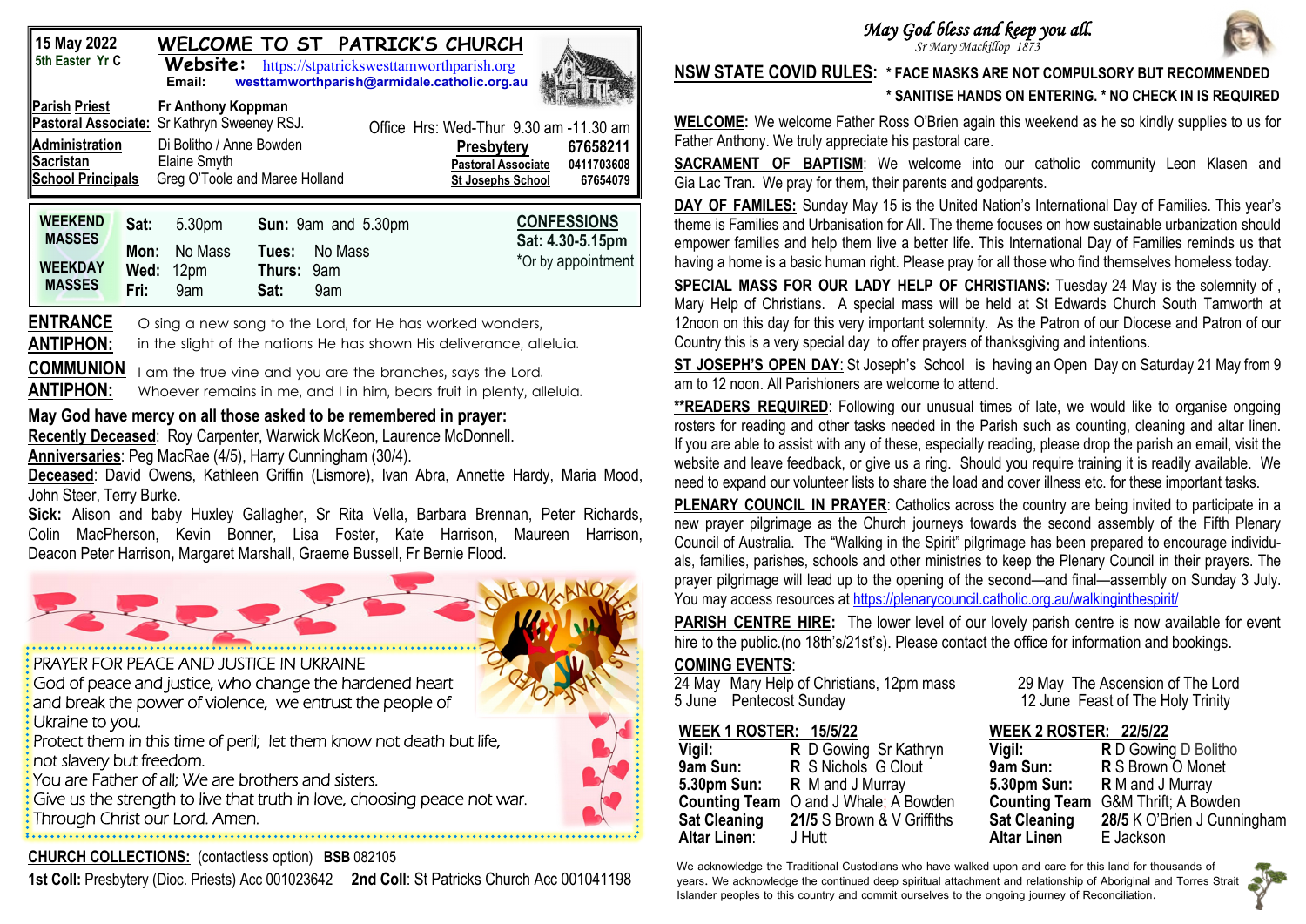# 15 May 2022 — WELCOME TO ST PATRICK'S CHURCH

**5th Easter Yr C**

**Website:** https://stpatrickswesttamworthparish.org
**Email:** westtamworthparish@armidale.catholic.org.au

| | |
|---|---|
| **Parish Priest** | **Fr Anthony Koppman** |
| **Pastoral Associate:** | Sr Kathryn Sweeney RSJ. |
| **Administration** | Di Bolitho / Anne Bowden |
| **Sacristan** | Elaine Smyth |
| **School Principals** | Greg O'Toole and Maree Holland |

Office Hrs: Wed-Thur 9.30 am -11.30 am

| | |
|---|---|
| **Presbytery** | **67658211** |
| **Pastoral Associate** | **0411703608** |
| **St Josephs School** | **67654079** |

| | | | |
|---|---|---|---|
| **WEEKEND MASSES** | **Sat:** 5.30pm | **Sun:** 9am and 5.30pm | **CONFESSIONS** **Sat: 4.30-5.15pm** *Or by appointment |
| **WEEKDAY MASSES** | **Mon:** No Mass **Wed:** 12pm **Fri:** 9am | **Tues:** No Mass **Thurs:** 9am **Sat:** 9am | |

**ENTRANCE ANTIPHON:** O sing a new song to the Lord, for He has worked wonders, in the slight of the nations He has shown His deliverance, alleluia.

**COMMUNION ANTIPHON:** I am the true vine and you are the branches, says the Lord. Whoever remains in me, and I in him, bears fruit in plenty, alleluia.

**May God have mercy on all those asked to be remembered in prayer:**

**Recently Deceased**: Roy Carpenter, Warwick McKeon, Laurence McDonnell.

**Anniversaries**: Peg MacRae (4/5), Harry Cunningham (30/4).

**Deceased**: David Owens, Kathleen Griffin (Lismore), Ivan Abra, Annette Hardy, Maria Mood, John Steer, Terry Burke.

**Sick:** Alison and baby Huxley Gallagher, Sr Rita Vella, Barbara Brennan, Peter Richards, Colin MacPherson, Kevin Bonner, Lisa Foster, Kate Harrison, Maureen Harrison, Deacon Peter Harrison**,** Margaret Marshall, Graeme Bussell, Fr Bernie Flood.

PRAYER FOR PEACE AND JUSTICE IN UKRAINE

God of peace and justice, who change the hardened heart and break the power of violence, we entrust the people of Ukraine to you.

Protect them in this time of peril; let them know not death but life, not slavery but freedom.

You are Father of all; We are brothers and sisters.

Give us the strength to live that truth in love, choosing peace not war.

Through Christ our Lord. Amen.

**CHURCH COLLECTIONS:** (contactless option) **BSB** 082105

**1st Coll:** Presbytery (Dioc. Priests) Acc 001023642 **2nd Coll**: St Patricks Church Acc 001041198

*May God bless and keep you all.*
*Sr Mary MacKillop 1873*

**NSW STATE COVID RULES: * FACE MASKS ARE NOT COMPULSORY BUT RECOMMENDED * SANITISE HANDS ON ENTERING. * NO CHECK IN IS REQUIRED**

**WELCOME:** We welcome Father Ross O'Brien again this weekend as he so kindly supplies to us for Father Anthony. We truly appreciate his pastoral care.

**SACRAMENT OF BAPTISM**: We welcome into our catholic community Leon Klasen and Gia Lac Tran. We pray for them, their parents and godparents.

**DAY OF FAMILES:** Sunday May 15 is the United Nation's International Day of Families. This year's theme is Families and Urbanisation for All. The theme focuses on how sustainable urbanization should empower families and help them live a better life. This International Day of Families reminds us that having a home is a basic human right. Please pray for all those who find themselves homeless today.

**SPECIAL MASS FOR OUR LADY HELP OF CHRISTIANS:** Tuesday 24 May is the solemnity of , Mary Help of Christians. A special mass will be held at St Edwards Church South Tamworth at 12noon on this day for this very important solemnity. As the Patron of our Diocese and Patron of our Country this is a very special day to offer prayers of thanksgiving and intentions.

**ST JOSEPH'S OPEN DAY**: St Joseph's School is having an Open Day on Saturday 21 May from 9 am to 12 noon. All Parishioners are welcome to attend.

****READERS REQUIRED**: Following our unusual times of late, we would like to organise ongoing rosters for reading and other tasks needed in the Parish such as counting, cleaning and altar linen. If you are able to assist with any of these, especially reading, please drop the parish an email, visit the website and leave feedback, or give us a ring. Should you require training it is readily available. We need to expand our volunteer lists to share the load and cover illness etc. for these important tasks.

**PLENARY COUNCIL IN PRAYER**: Catholics across the country are being invited to participate in a new prayer pilgrimage as the Church journeys towards the second assembly of the Fifth Plenary Council of Australia. The "Walking in the Spirit" pilgrimage has been prepared to encourage individuals, families, parishes, schools and other ministries to keep the Plenary Council in their prayers. The prayer pilgrimage will lead up to the opening of the second—and final—assembly on Sunday 3 July. You may access resources at https://plenarycouncil.catholic.org.au/walkinginthespirit/

**PARISH CENTRE HIRE:** The lower level of our lovely parish centre is now available for event hire to the public.(no 18th's/21st's). Please contact the office for information and bookings.

**COMING EVENTS**:

24 May Mary Help of Christians, 12pm mass
5 June Pentecost Sunday
29 May The Ascension of The Lord
12 June Feast of The Holy Trinity

| **WEEK 1 ROSTER: 15/5/22** | | **WEEK 2 ROSTER: 22/5/22** | |
|---|---|---|---|
| **Vigil:** | **R** D Gowing Sr Kathryn | **Vigil:** | **R** D Gowing D Bolitho |
| **9am Sun:** | **R** S Nichols G Clout | **9am Sun:** | **R** S Brown O Monet |
| **5.30pm Sun:** | **R** M and J Murray | **5.30pm Sun:** | **R** M and J Murray |
| **Counting Team** | O and J Whale; A Bowden | **Counting Team** | G&M Thrift; A Bowden |
| **Sat Cleaning** | **21/5** S Brown & V Griffiths | **Sat Cleaning** | **28/5** K O'Brien J Cunningham |
| **Altar Linen**: | J Hutt | **Altar Linen** | E Jackson |

We acknowledge the Traditional Custodians who have walked upon and care for this land for thousands of years. We acknowledge the continued deep spiritual attachment and relationship of Aboriginal and Torres Strait Islander peoples to this country and commit ourselves to the ongoing journey of Reconciliation.